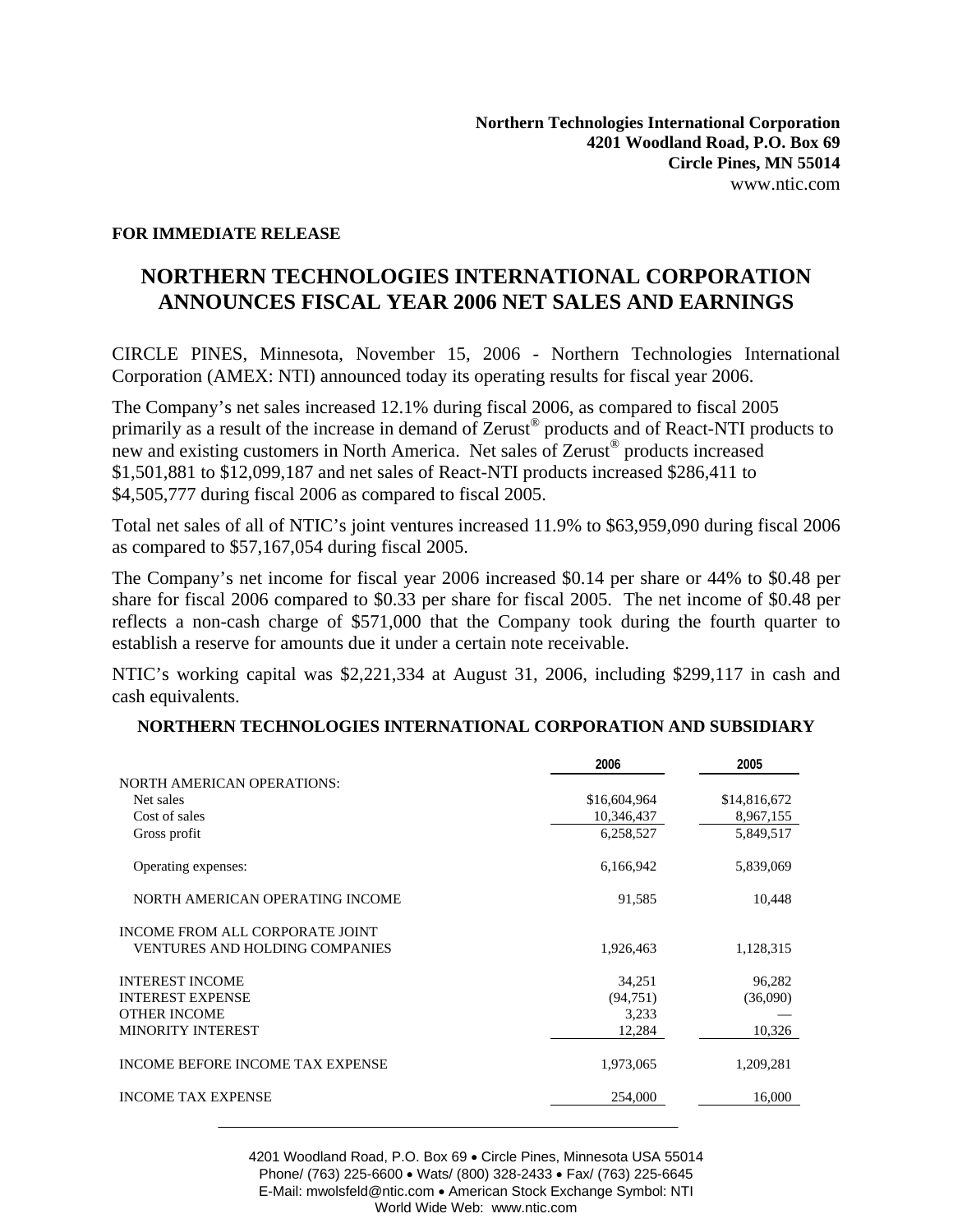**Northern Technologies International Corporation**
**4201 Woodland Road, P.O. Box 69**
**Circle Pines, MN 55014**
www.ntic.com

**FOR IMMEDIATE RELEASE**

# NORTHERN TECHNOLOGIES INTERNATIONAL CORPORATION ANNOUNCES FISCAL YEAR 2006 NET SALES AND EARNINGS

CIRCLE PINES, Minnesota, November 15, 2006 - Northern Technologies International Corporation (AMEX: NTI) announced today its operating results for fiscal year 2006.

The Company's net sales increased 12.1% during fiscal 2006, as compared to fiscal 2005 primarily as a result of the increase in demand of Zerust® products and of React-NTI products to new and existing customers in North America. Net sales of Zerust® products increased $1,501,881 to $12,099,187 and net sales of React-NTI products increased $286,411 to $4,505,777 during fiscal 2006 as compared to fiscal 2005.

Total net sales of all of NTIC's joint ventures increased 11.9% to $63,959,090 during fiscal 2006 as compared to $57,167,054 during fiscal 2005.

The Company's net income for fiscal year 2006 increased $0.14 per share or 44% to $0.48 per share for fiscal 2006 compared to $0.33 per share for fiscal 2005. The net income of $0.48 per reflects a non-cash charge of $571,000 that the Company took during the fourth quarter to establish a reserve for amounts due it under a certain note receivable.

NTIC's working capital was $2,221,334 at August 31, 2006, including $299,117 in cash and cash equivalents.

**NORTHERN TECHNOLOGIES INTERNATIONAL CORPORATION AND SUBSIDIARY**

| | 2006 | 2005 |
|---|---|---|
| NORTH AMERICAN OPERATIONS: | | |
| Net sales | $16,604,964 | $14,816,672 |
| Cost of sales | 10,346,437 | 8,967,155 |
| Gross profit | 6,258,527 | 5,849,517 |
| Operating expenses: | 6,166,942 | 5,839,069 |
| NORTH AMERICAN OPERATING INCOME | 91,585 | 10,448 |
| INCOME FROM ALL CORPORATE JOINT VENTURES AND HOLDING COMPANIES | 1,926,463 | 1,128,315 |
| INTEREST INCOME | 34,251 | 96,282 |
| INTEREST EXPENSE | (94,751) | (36,090) |
| OTHER INCOME | 3,233 | — |
| MINORITY INTEREST | 12,284 | 10,326 |
| INCOME BEFORE INCOME TAX EXPENSE | 1,973,065 | 1,209,281 |
| INCOME TAX EXPENSE | 254,000 | 16,000 |

4201 Woodland Road, P.O. Box 69 • Circle Pines, Minnesota USA 55014
Phone/ (763) 225-6600 • Wats/ (800) 328-2433 • Fax/ (763) 225-6645
E-Mail: mwolsfeld@ntic.com • American Stock Exchange Symbol: NTI
World Wide Web: www.ntic.com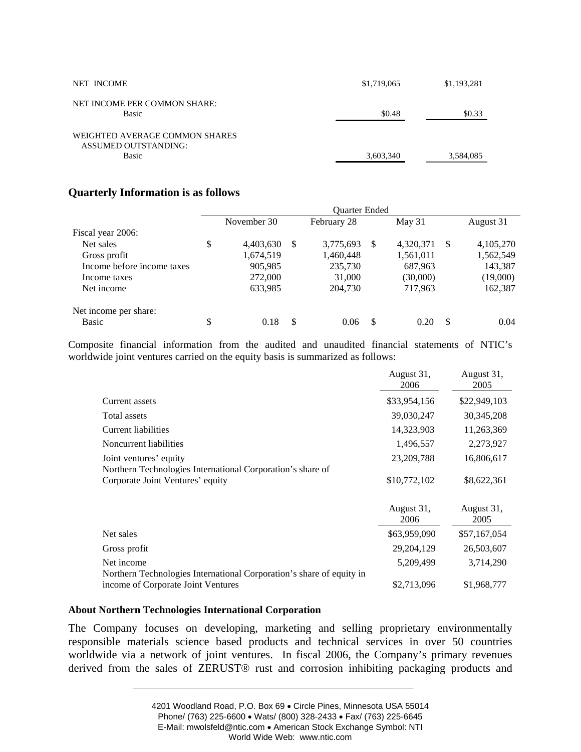| | | |
|---|---|---|
| NET INCOME | $1,719,065 | $1,193,281 |
| NET INCOME PER COMMON SHARE: | | |
| Basic | $0.48 | $0.33 |
| WEIGHTED AVERAGE COMMON SHARES ASSUMED OUTSTANDING: | | |
| Basic | 3,603,340 | 3,584,085 |

**Quarterly Information is as follows**

| | Quarter Ended | | | |
|---|---|---|---|---|
| | November 30 | February 28 | May 31 | August 31 |
| Fiscal year 2006: | | | | |
| Net sales | $ 4,403,630 | $ 3,775,693 | $ 4,320,371 | $ 4,105,270 |
| Gross profit | 1,674,519 | 1,460,448 | 1,561,011 | 1,562,549 |
| Income before income taxes | 905,985 | 235,730 | 687,963 | 143,387 |
| Income taxes | 272,000 | 31,000 | (30,000) | (19,000) |
| Net income | 633,985 | 204,730 | 717,963 | 162,387 |
| Net income per share: | | | | |
| Basic | $ 0.18 | $ 0.06 | $ 0.20 | $ 0.04 |

Composite financial information from the audited and unaudited financial statements of NTIC's worldwide joint ventures carried on the equity basis is summarized as follows:

| | August 31, 2006 | August 31, 2005 |
|---|---|---|
| Current assets | $33,954,156 | $22,949,103 |
| Total assets | 39,030,247 | 30,345,208 |
| Current liabilities | 14,323,903 | 11,263,369 |
| Noncurrent liabilities | 1,496,557 | 2,273,927 |
| Joint ventures' equity | 23,209,788 | 16,806,617 |
| Northern Technologies International Corporation's share of Corporate Joint Ventures' equity | $10,772,102 | $8,622,361 |

| | August 31, 2006 | August 31, 2005 |
|---|---|---|
| Net sales | $63,959,090 | $57,167,054 |
| Gross profit | 29,204,129 | 26,503,607 |
| Net income | 5,209,499 | 3,714,290 |
| Northern Technologies International Corporation's share of equity in income of Corporate Joint Ventures | $2,713,096 | $1,968,777 |

**About Northern Technologies International Corporation**

The Company focuses on developing, marketing and selling proprietary environmentally responsible materials science based products and technical services in over 50 countries worldwide via a network of joint ventures. In fiscal 2006, the Company's primary revenues derived from the sales of ZERUST® rust and corrosion inhibiting packaging products and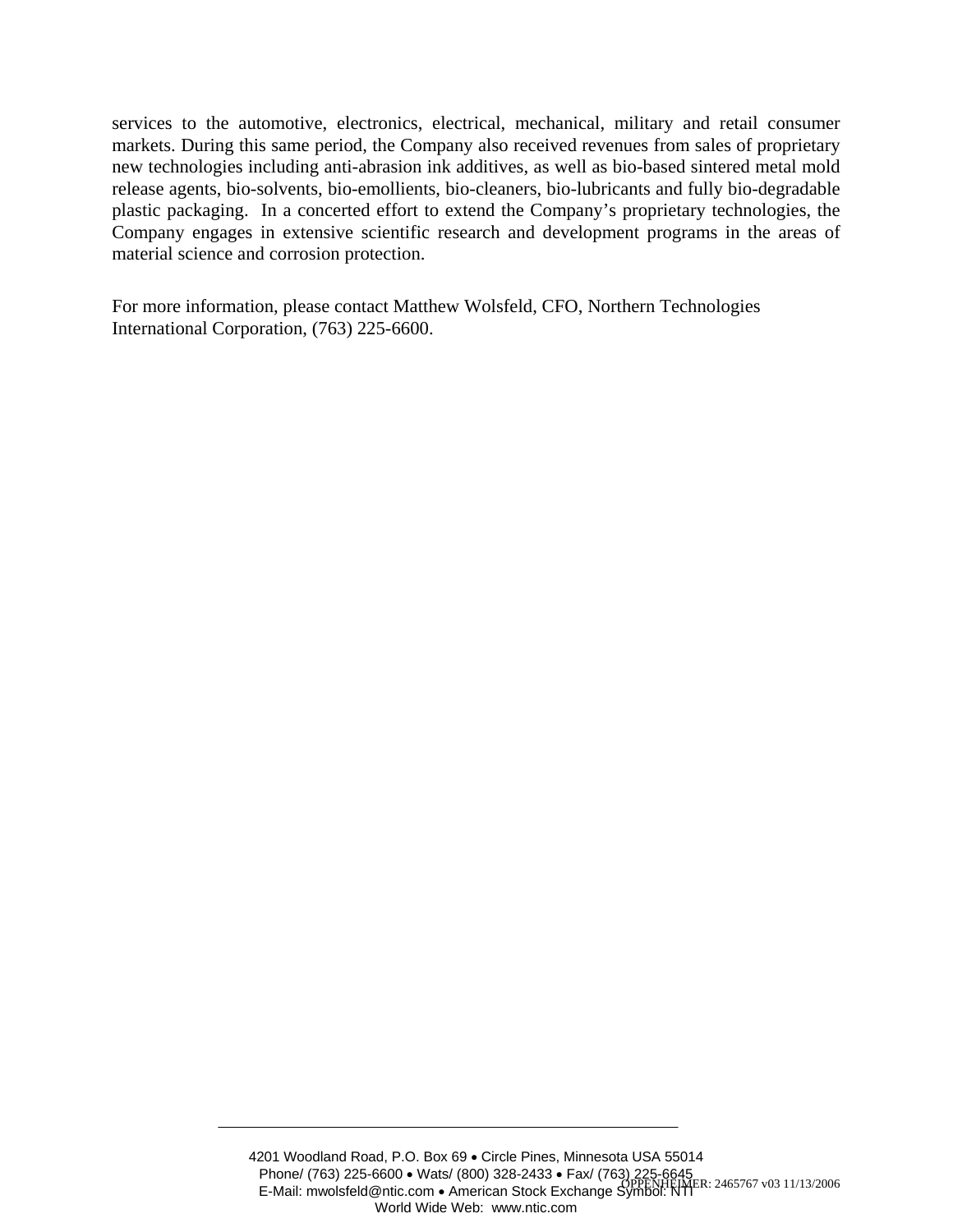services to the automotive, electronics, electrical, mechanical, military and retail consumer markets. During this same period, the Company also received revenues from sales of proprietary new technologies including anti-abrasion ink additives, as well as bio-based sintered metal mold release agents, bio-solvents, bio-emollients, bio-cleaners, bio-lubricants and fully bio-degradable plastic packaging. In a concerted effort to extend the Company's proprietary technologies, the Company engages in extensive scientific research and development programs in the areas of material science and corrosion protection.

For more information, please contact Matthew Wolsfeld, CFO, Northern Technologies International Corporation, (763) 225-6600.

4201 Woodland Road, P.O. Box 69 • Circle Pines, Minnesota USA 55014
Phone/ (763) 225-6600 • Wats/ (800) 328-2433 • Fax/ (763) 225-6645
E-Mail: mwolsfeld@ntic.com • American Stock Exchange Symbol: NTI
World Wide Web: www.ntic.com

OPPENHEIMER: 2465767 v03 11/13/2006